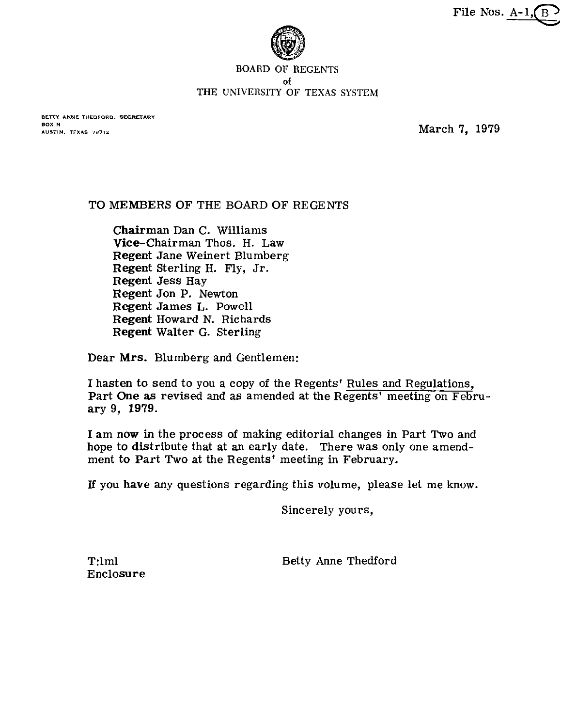File Nos. A-1, B

BOARD OF REGENTS
of
THE UNIVERSITY OF TEXAS SYSTEM

BETTY ANNE THEDFORD, SECRETARY
BOX N
AUSTIN, TEXAS 78712

March 7, 1979

TO MEMBERS OF THE BOARD OF REGENTS

Chairman Dan C. Williams
Vice-Chairman Thos. H. Law
Regent Jane Weinert Blumberg
Regent Sterling H. Fly, Jr.
Regent Jess Hay
Regent Jon P. Newton
Regent James L. Powell
Regent Howard N. Richards
Regent Walter G. Sterling

Dear Mrs. Blumberg and Gentlemen:

I hasten to send to you a copy of the Regents' Rules and Regulations, Part One as revised and as amended at the Regents' meeting on February 9, 1979.

I am now in the process of making editorial changes in Part Two and hope to distribute that at an early date. There was only one amendment to Part Two at the Regents' meeting in February.

If you have any questions regarding this volume, please let me know.

Sincerely yours,

Betty Anne Thedford

T:lml
Enclosure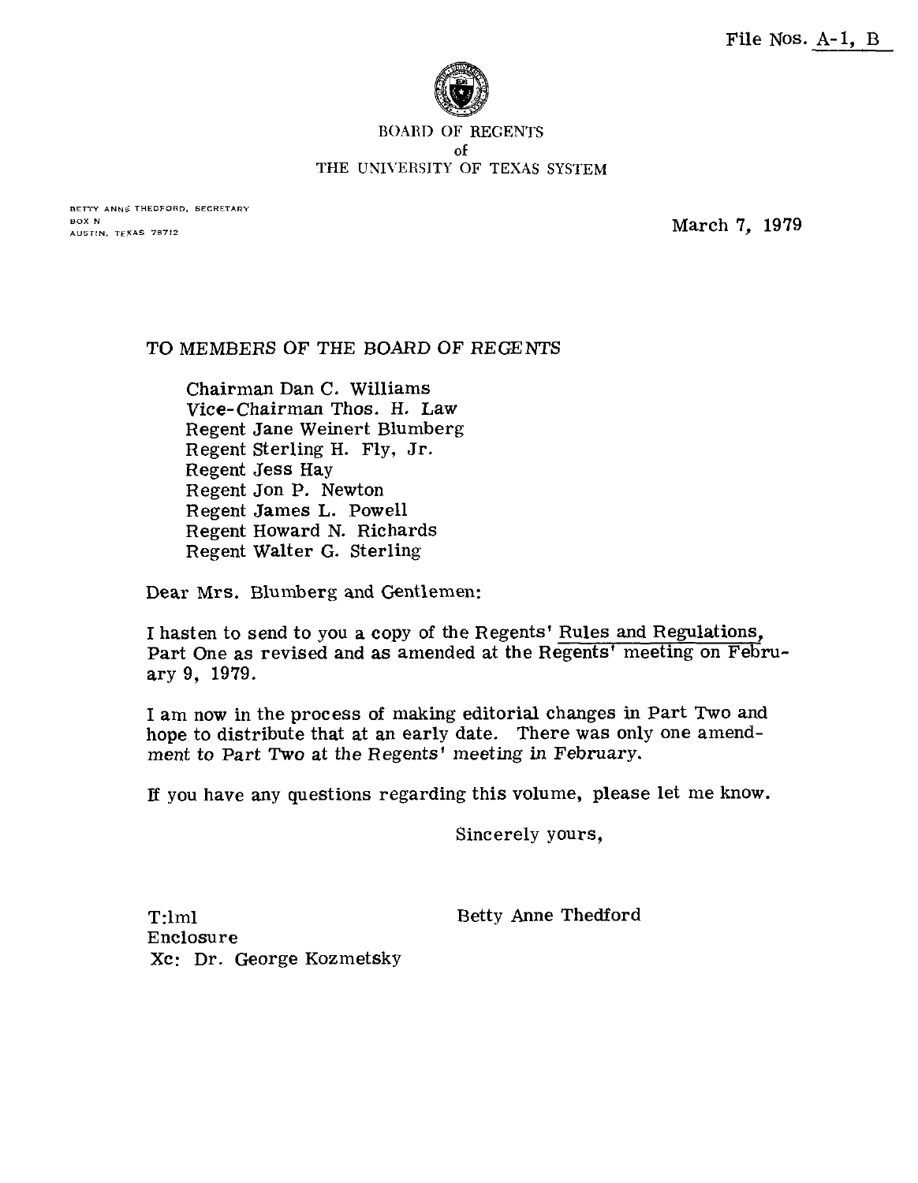File Nos. A-1, B

BOARD OF REGENTS
of
THE UNIVERSITY OF TEXAS SYSTEM

BETTY ANNE THEDFORD, SECRETARY
BOX N
AUSTIN, TEXAS 78712

March 7, 1979

TO MEMBERS OF THE BOARD OF REGENTS

Chairman Dan C. Williams
Vice-Chairman Thos. H. Law
Regent Jane Weinert Blumberg
Regent Sterling H. Fly, Jr.
Regent Jess Hay
Regent Jon P. Newton
Regent James L. Powell
Regent Howard N. Richards
Regent Walter G. Sterling

Dear Mrs. Blumberg and Gentlemen:

I hasten to send to you a copy of the Regents' Rules and Regulations, Part One as revised and as amended at the Regents' meeting on February 9, 1979.

I am now in the process of making editorial changes in Part Two and hope to distribute that at an early date. There was only one amendment to Part Two at the Regents' meeting in February.

If you have any questions regarding this volume, please let me know.

Sincerely yours,

Betty Anne Thedford

T:lml
Enclosure
Xc: Dr. George Kozmetsky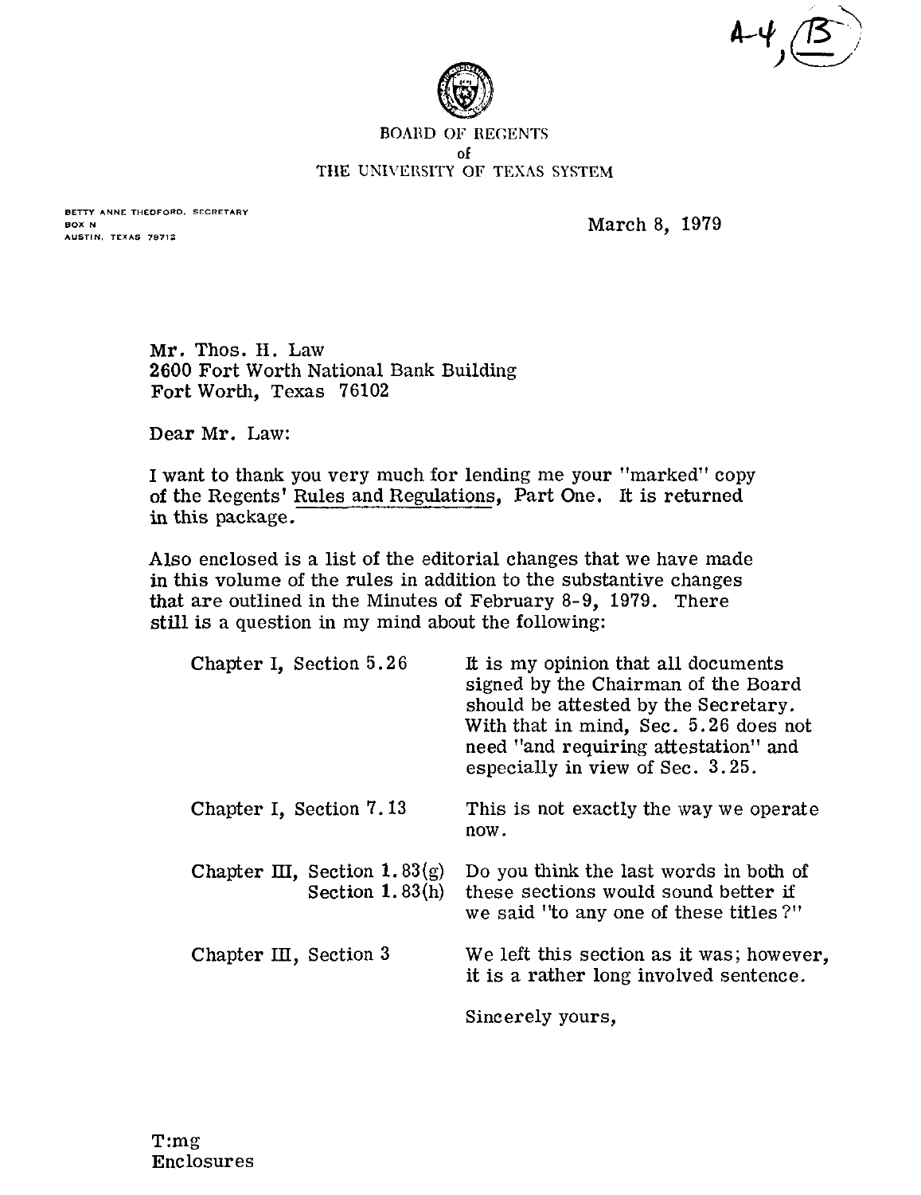A-4, (B)

BOARD OF REGENTS
of
THE UNIVERSITY OF TEXAS SYSTEM

BETTY ANNE THEDFORD, SECRETARY
BOX N
AUSTIN, TEXAS 78712

March 8, 1979

Mr. Thos. H. Law
2600 Fort Worth National Bank Building
Fort Worth, Texas 76102

Dear Mr. Law:

I want to thank you very much for lending me your "marked" copy of the Regents' Rules and Regulations, Part One. It is returned in this package.

Also enclosed is a list of the editorial changes that we have made in this volume of the rules in addition to the substantive changes that are outlined in the Minutes of February 8-9, 1979. There still is a question in my mind about the following:

| | |
|---|---|
| Chapter I, Section 5.26 | It is my opinion that all documents signed by the Chairman of the Board should be attested by the Secretary. With that in mind, Sec. 5.26 does not need "and requiring attestation" and especially in view of Sec. 3.25. |
| Chapter I, Section 7.13 | This is not exactly the way we operate now. |
| Chapter III, Section 1.83(g) Section 1.83(h) | Do you think the last words in both of these sections would sound better if we said "to any one of these titles?" |
| Chapter III, Section 3 | We left this section as it was; however, it is a rather long involved sentence. |

Sincerely yours,

T:mg
Enclosures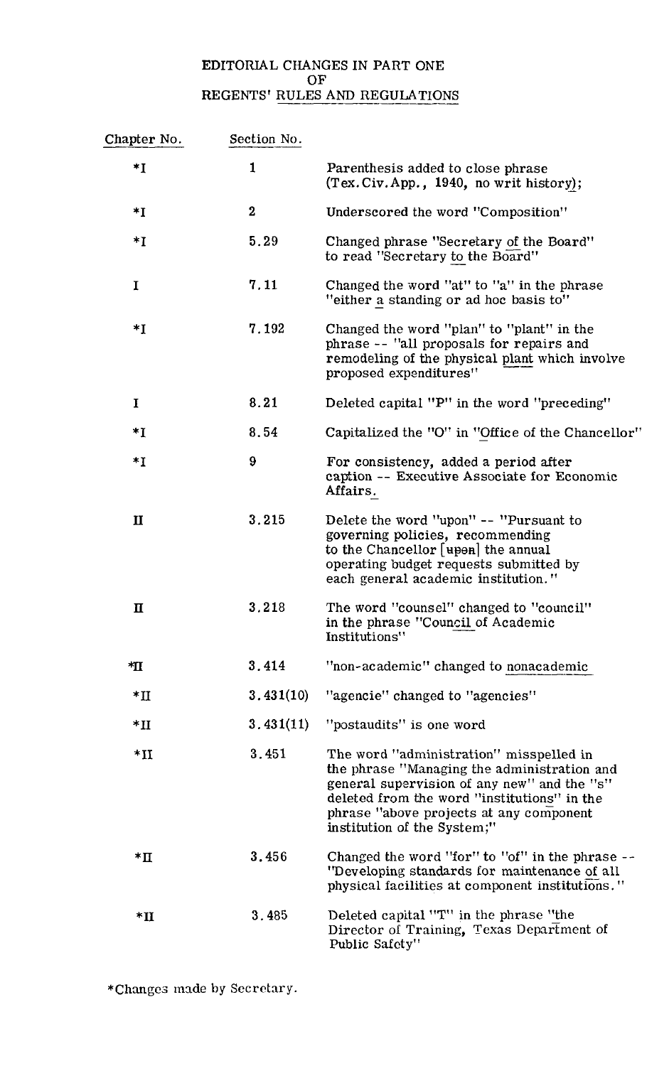# EDITORIAL CHANGES IN PART ONE OF REGENTS' RULES AND REGULATIONS

| Chapter No. | Section No. | |
|---|---|---|
| *I | 1 | Parenthesis added to close phrase (Tex.Civ.App., 1940, no writ history); |
| *I | 2 | Underscored the word "Composition" |
| *I | 5.29 | Changed phrase "Secretary of the Board" to read "Secretary to the Board" |
| I | 7.11 | Changed the word "at" to "a" in the phrase "either a standing or ad hoc basis to" |
| *I | 7.192 | Changed the word "plan" to "plant" in the phrase -- "all proposals for repairs and remodeling of the physical plant which involve proposed expenditures" |
| I | 8.21 | Deleted capital "P" in the word "preceding" |
| *I | 8.54 | Capitalized the "O" in "Office of the Chancellor" |
| *I | 9 | For consistency, added a period after caption -- Executive Associate for Economic Affairs. |
| II | 3.215 | Delete the word "upon" -- "Pursuant to governing policies, recommending to the Chancellor [upon] the annual operating budget requests submitted by each general academic institution." |
| II | 3.218 | The word "counsel" changed to "council" in the phrase "Council of Academic Institutions" |
| *II | 3.414 | "non-academic" changed to nonacademic |
| *II | 3.431(10) | "agencie" changed to "agencies" |
| *II | 3.431(11) | "postaudits" is one word |
| *II | 3.451 | The word "administration" misspelled in the phrase "Managing the administration and general supervision of any new" and the "s" deleted from the word "institutions" in the phrase "above projects at any component institution of the System;" |
| *II | 3.456 | Changed the word "for" to "of" in the phrase -- "Developing standards for maintenance of all physical facilities at component institutions." |
| *II | 3.485 | Deleted capital "T" in the phrase "the Director of Training, Texas Department of Public Safety" |

*Changes made by Secretary.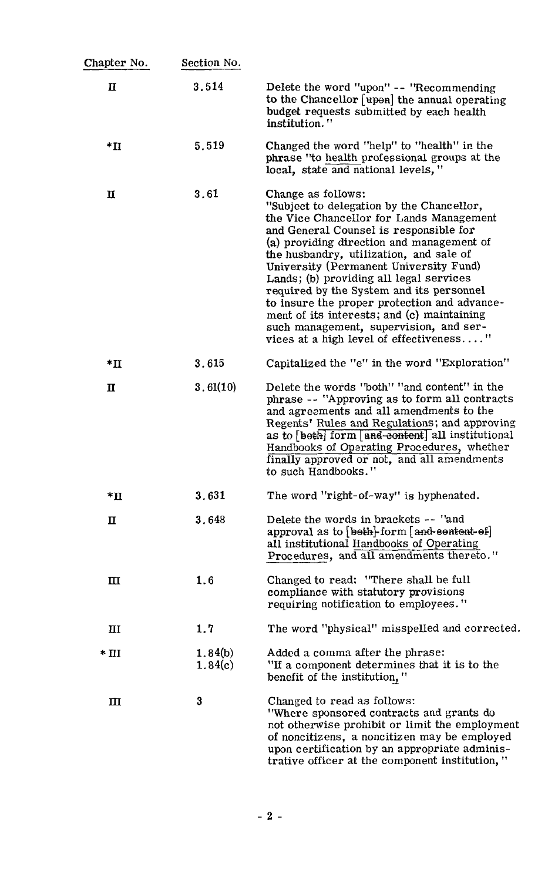| Chapter No. | Section No. | |
|---|---|---|
| II | 3.514 | Delete the word "upon" -- "Recommending to the Chancellor [~~upon~~] the annual operating budget requests submitted by each health institution." |
| *II | 5.519 | Changed the word "help" to "health" in the phrase "to <u>health</u> professional groups at the local, state and national levels," |
| II | 3.61 | Change as follows: "Subject to delegation by the Chancellor, the Vice Chancellor for Lands Management and General Counsel is responsible for (a) providing direction and management of the husbandry, utilization, and sale of University (Permanent University Fund) Lands; (b) providing all legal services required by the System and its personnel to insure the proper protection and advancement of its interests; and (c) maintaining such management, supervision, and services at a high level of effectiveness. . . . " |
| *II | 3.615 | Capitalized the "e" in the word "Exploration" |
| II | 3.61(10) | Delete the words "both" "and content" in the phrase -- "Approving as to form all contracts and agreements and all amendments to the Regents' Rules and Regulations; and approving as to [~~both~~] form [~~and content~~] all institutional <u>Handbooks of Operating Procedures</u>, whether finally approved or not, and all amendments to such Handbooks." |
| *II | 3.631 | The word "right-of-way" is hyphenated. |
| II | 3.648 | Delete the words in brackets -- "and approval as to [~~both~~] form [~~and content of~~] all institutional <u>Handbooks of Operating Procedures</u>, and all amendments thereto." |
| III | 1.6 | Changed to read: "There shall be full compliance with statutory provisions requiring notification to employees." |
| III | 1.7 | The word "physical" misspelled and corrected. |
| * III | 1.84(b) 1.84(c) | Added a comma after the phrase: "If a component determines that it is to the benefit of the institution, " |
| III | 3 | Changed to read as follows: "Where sponsored contracts and grants do not otherwise prohibit or limit the employment of noncitizens, a noncitizen may be employed upon certification by an appropriate administrative officer at the component institution, " |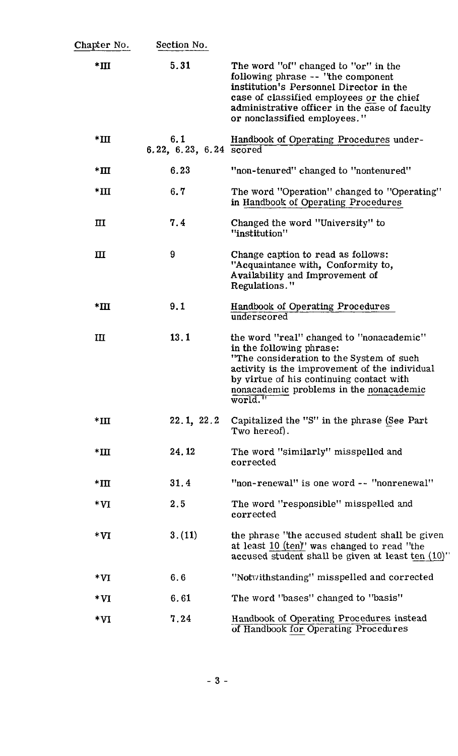| Chapter No. | Section No. | |
|---|---|---|
| *III | 5.31 | The word "of" changed to "or" in the following phrase -- "the component institution's Personnel Director in the case of classified employees <u>or</u> the chief administrative officer in the case of faculty or nonclassified employees." |
| *III | 6.1<br>6.22, 6.23, 6.24 | <u>Handbook of Operating Procedures</u> underscored |
| *III | 6.23 | "non-tenured" changed to "nontenured" |
| *III | 6.7 | The word "Operation" changed to "Operating" in <u>Handbook of Operating Procedures</u> |
| III | 7.4 | Changed the word "University" to "institution" |
| III | 9 | Change caption to read as follows: "Acquaintance with, Conformity to, Availability and Improvement of Regulations." |
| *III | 9.1 | <u>Handbook of Operating Procedures</u> underscored |
| III | 13.1 | the word "real" changed to "nonacademic" in the following phrase: "The consideration to the System of such activity is the improvement of the individual by virtue of his continuing contact with <u>nonacademic</u> problems in the <u>nonacademic</u> world." |
| *III | 22.1, 22.2 | Capitalized the "S" in the phrase (<u>S</u>ee Part Two hereof). |
| *III | 24.12 | The word "similarly" misspelled and corrected |
| *III | 31.4 | "non-renewal" is one word -- "nonrenewal" |
| *VI | 2.5 | The word "responsible" misspelled and corrected |
| *VI | 3.(11) | the phrase "the accused student shall be given at least <u>10 (ten)</u>" was changed to read "the accused student shall be given at least <u>ten (10)</u>" |
| *VI | 6.6 | "Notwithstanding" misspelled and corrected |
| *VI | 6.61 | The word "bases" changed to "basis" |
| *VI | 7.24 | <u>Handbook of Operating Procedures</u> instead of <u>Handbook for Operating Procedures</u> |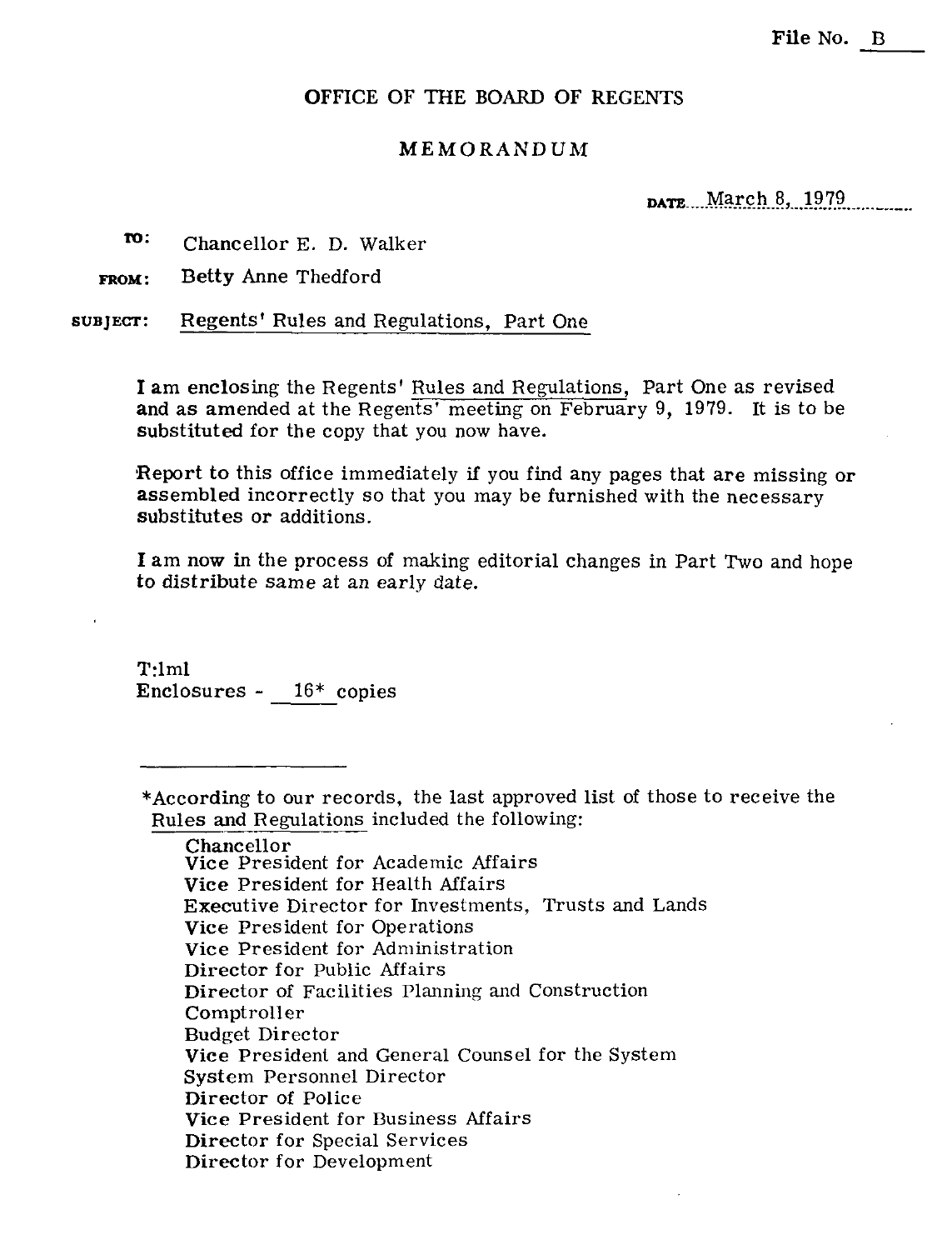File No. B

# OFFICE OF THE BOARD OF REGENTS

## MEMORANDUM

DATE March 8, 1979

**TO:** Chancellor E. D. Walker

**FROM:** Betty Anne Thedford

**SUBJECT:** Regents' Rules and Regulations, Part One

I am enclosing the Regents' Rules and Regulations, Part One as revised and as amended at the Regents' meeting on February 9, 1979. It is to be substituted for the copy that you now have.

Report to this office immediately if you find any pages that are missing or assembled incorrectly so that you may be furnished with the necessary substitutes or additions.

I am now in the process of making editorial changes in Part Two and hope to distribute same at an early date.

T:lml
Enclosures - 16* copies

---

*According to our records, the last approved list of those to receive the Rules and Regulations included the following:

Chancellor
Vice President for Academic Affairs
Vice President for Health Affairs
Executive Director for Investments, Trusts and Lands
Vice President for Operations
Vice President for Administration
Director for Public Affairs
Director of Facilities Planning and Construction
Comptroller
Budget Director
Vice President and General Counsel for the System
System Personnel Director
Director of Police
Vice President for Business Affairs
Director for Special Services
Director for Development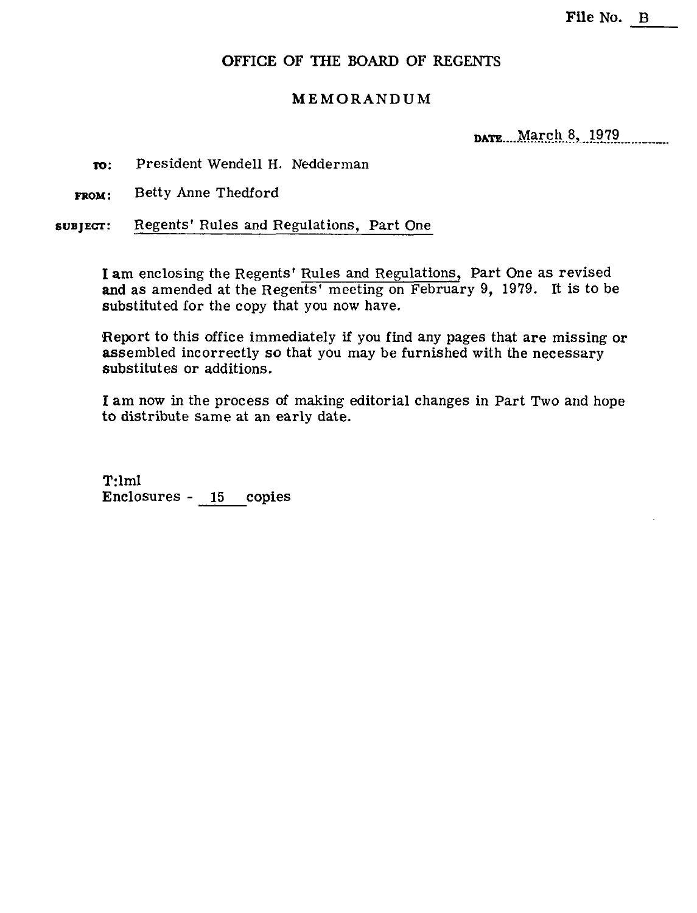File No. B

# OFFICE OF THE BOARD OF REGENTS

## MEMORANDUM

DATE March 8, 1979

**TO:** President Wendell H. Nedderman

**FROM:** Betty Anne Thedford

**SUBJECT:** Regents' Rules and Regulations, Part One

I am enclosing the Regents' Rules and Regulations, Part One as revised and as amended at the Regents' meeting on February 9, 1979. It is to be substituted for the copy that you now have.

Report to this office immediately if you find any pages that are missing or assembled incorrectly so that you may be furnished with the necessary substitutes or additions.

I am now in the process of making editorial changes in Part Two and hope to distribute same at an early date.

T:lml
Enclosures - 15 copies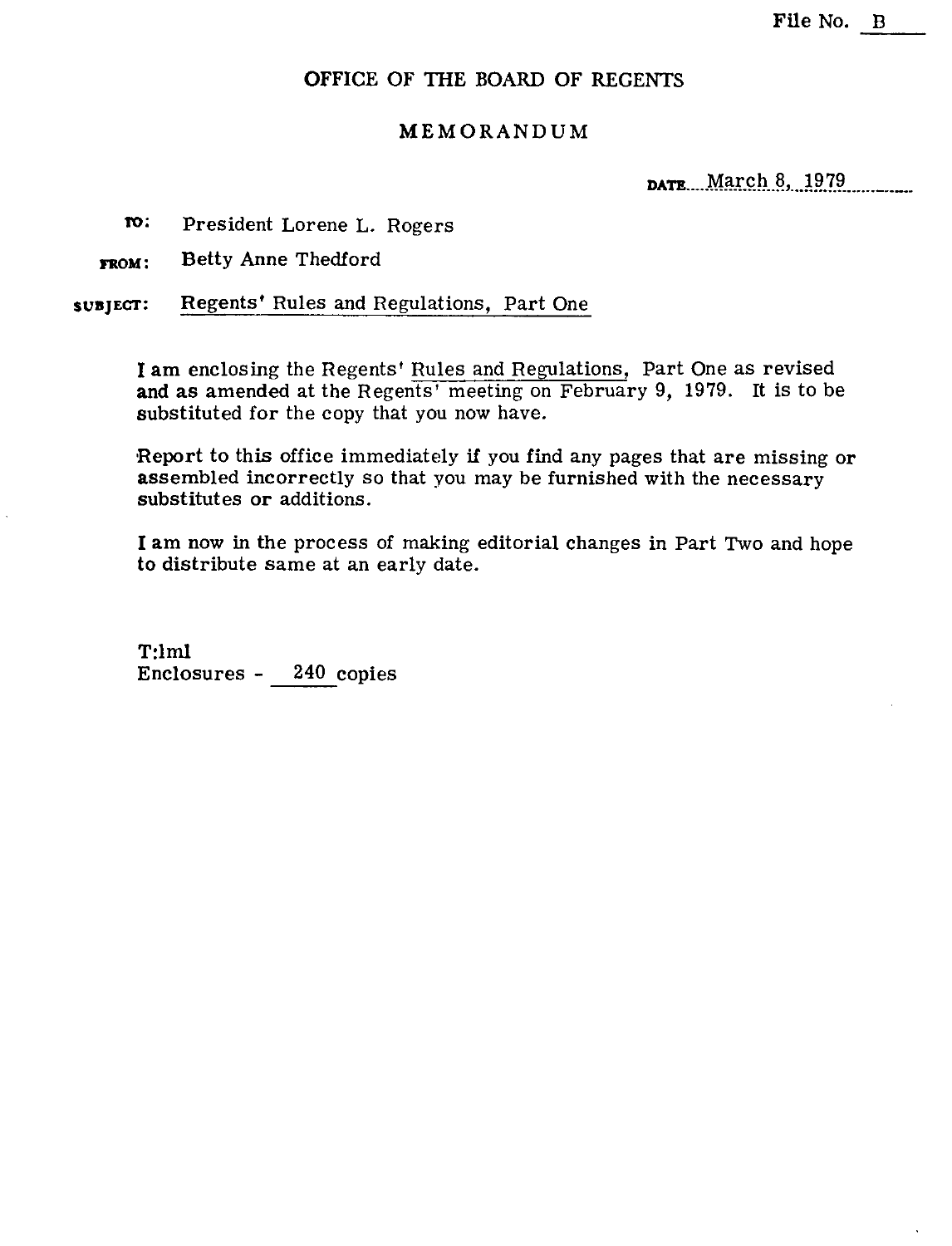File No. B

# OFFICE OF THE BOARD OF REGENTS

## MEMORANDUM

DATE March 8, 1979

**TO:** President Lorene L. Rogers

**FROM:** Betty Anne Thedford

**SUBJECT:** Regents' Rules and Regulations, Part One

I am enclosing the Regents' Rules and Regulations, Part One as revised and as amended at the Regents' meeting on February 9, 1979. It is to be substituted for the copy that you now have.

Report to this office immediately if you find any pages that are missing or assembled incorrectly so that you may be furnished with the necessary substitutes or additions.

I am now in the process of making editorial changes in Part Two and hope to distribute same at an early date.

T:lml
Enclosures - 240 copies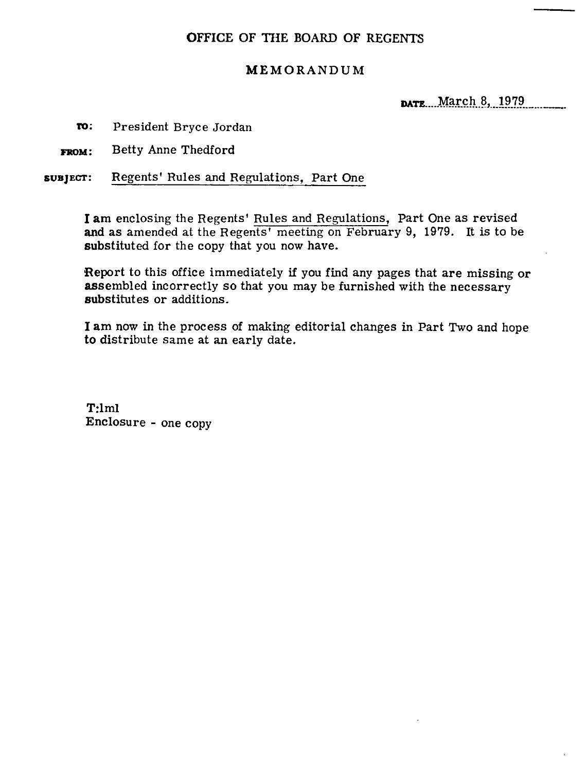## OFFICE OF THE BOARD OF REGENTS

## MEMORANDUM

DATE March 8, 1979

**TO:** President Bryce Jordan

**FROM:** Betty Anne Thedford

**SUBJECT:** Regents' Rules and Regulations, Part One

I am enclosing the Regents' Rules and Regulations, Part One as revised and as amended at the Regents' meeting on February 9, 1979. It is to be substituted for the copy that you now have.

Report to this office immediately if you find any pages that are missing or assembled incorrectly so that you may be furnished with the necessary substitutes or additions.

I am now in the process of making editorial changes in Part Two and hope to distribute same at an early date.

T:lml
Enclosure - one copy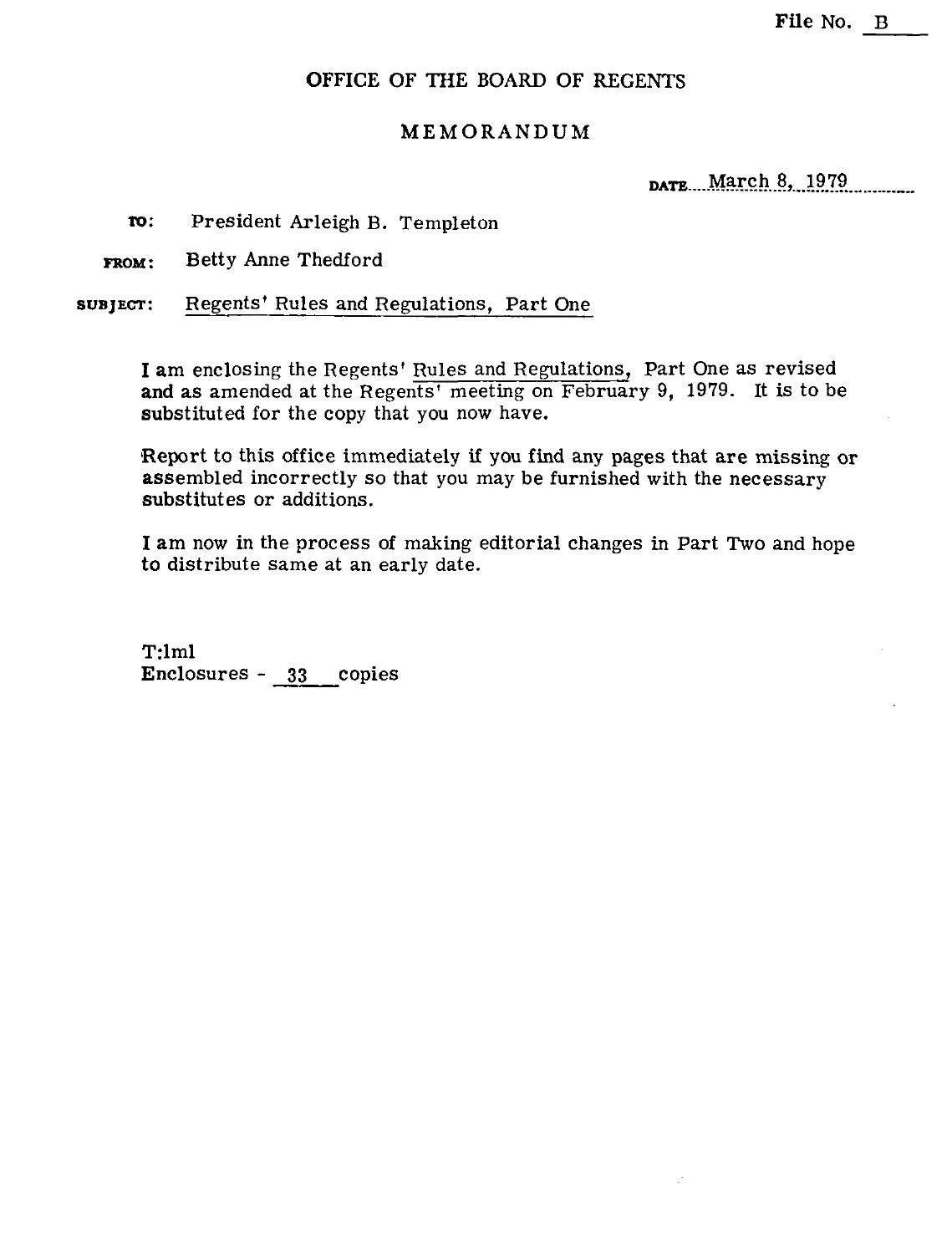File No. B

# OFFICE OF THE BOARD OF REGENTS

## MEMORANDUM

DATE March 8, 1979

**TO:** President Arleigh B. Templeton

**FROM:** Betty Anne Thedford

**SUBJECT:** Regents' Rules and Regulations, Part One

I am enclosing the Regents' Rules and Regulations, Part One as revised and as amended at the Regents' meeting on February 9, 1979. It is to be substituted for the copy that you now have.

Report to this office immediately if you find any pages that are missing or assembled incorrectly so that you may be furnished with the necessary substitutes or additions.

I am now in the process of making editorial changes in Part Two and hope to distribute same at an early date.

T:lml
Enclosures - 33 copies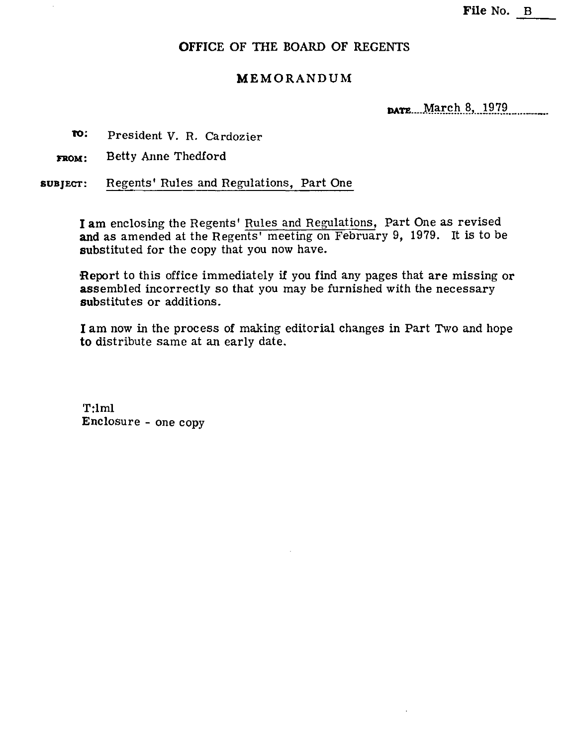File No. B

## OFFICE OF THE BOARD OF REGENTS

## MEMORANDUM

DATE March 8, 1979

**TO:** President V. R. Cardozier

**FROM:** Betty Anne Thedford

**SUBJECT:** Regents' Rules and Regulations, Part One

I am enclosing the Regents' Rules and Regulations, Part One as revised and as amended at the Regents' meeting on February 9, 1979. It is to be substituted for the copy that you now have.

Report to this office immediately if you find any pages that are missing or assembled incorrectly so that you may be furnished with the necessary substitutes or additions.

I am now in the process of making editorial changes in Part Two and hope to distribute same at an early date.

T:lml
Enclosure - one copy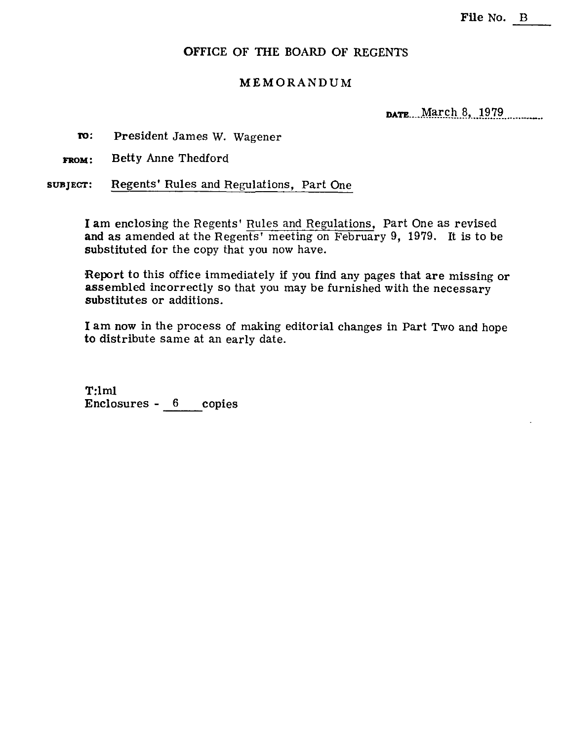File No. B

# OFFICE OF THE BOARD OF REGENTS

## MEMORANDUM

DATE March 8, 1979

**TO:** President James W. Wagener

**FROM:** Betty Anne Thedford

**SUBJECT:** Regents' Rules and Regulations, Part One

I am enclosing the Regents' Rules and Regulations, Part One as revised and as amended at the Regents' meeting on February 9, 1979. It is to be substituted for the copy that you now have.

Report to this office immediately if you find any pages that are missing or assembled incorrectly so that you may be furnished with the necessary substitutes or additions.

I am now in the process of making editorial changes in Part Two and hope to distribute same at an early date.

T:lml
Enclosures - 6 copies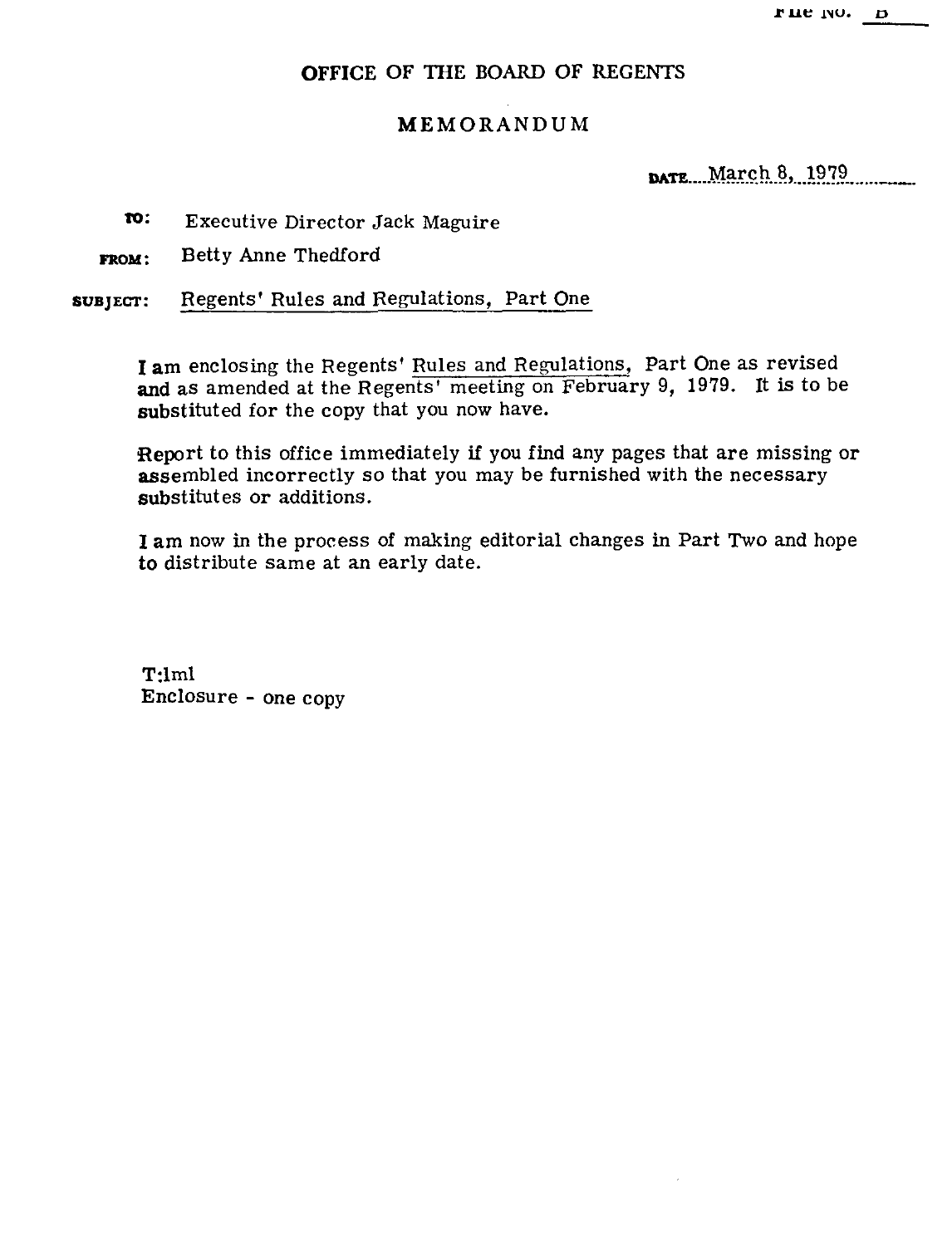File No. B

# OFFICE OF THE BOARD OF REGENTS

## MEMORANDUM

DATE March 8, 1979

**TO:** Executive Director Jack Maguire

**FROM:** Betty Anne Thedford

**SUBJECT:** Regents' Rules and Regulations, Part One

I am enclosing the Regents' Rules and Regulations, Part One as revised and as amended at the Regents' meeting on February 9, 1979. It is to be substituted for the copy that you now have.

Report to this office immediately if you find any pages that are missing or assembled incorrectly so that you may be furnished with the necessary substitutes or additions.

I am now in the process of making editorial changes in Part Two and hope to distribute same at an early date.

T:lml
Enclosure - one copy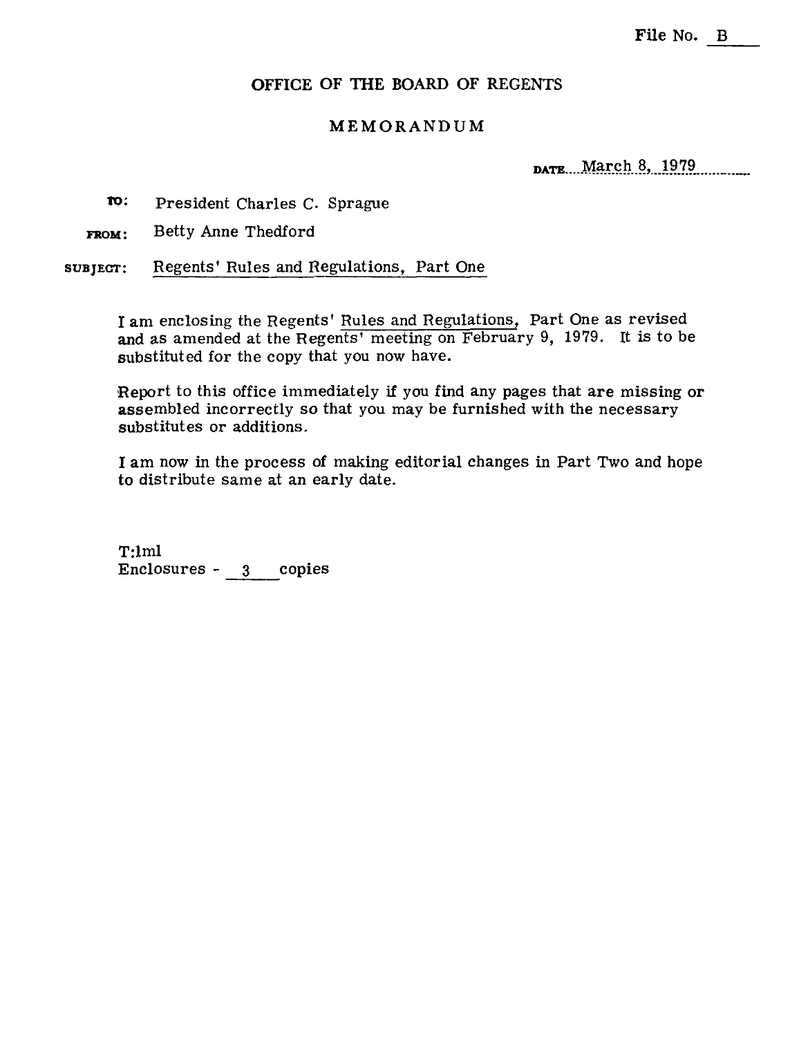File No. B

## OFFICE OF THE BOARD OF REGENTS

## MEMORANDUM

DATE: March 8, 1979

**TO:** President Charles C. Sprague

**FROM:** Betty Anne Thedford

**SUBJECT:** Regents' Rules and Regulations, Part One

I am enclosing the Regents' Rules and Regulations, Part One as revised and as amended at the Regents' meeting on February 9, 1979. It is to be substituted for the copy that you now have.

Report to this office immediately if you find any pages that are missing or assembled incorrectly so that you may be furnished with the necessary substitutes or additions.

I am now in the process of making editorial changes in Part Two and hope to distribute same at an early date.

T:lml
Enclosures - 3 copies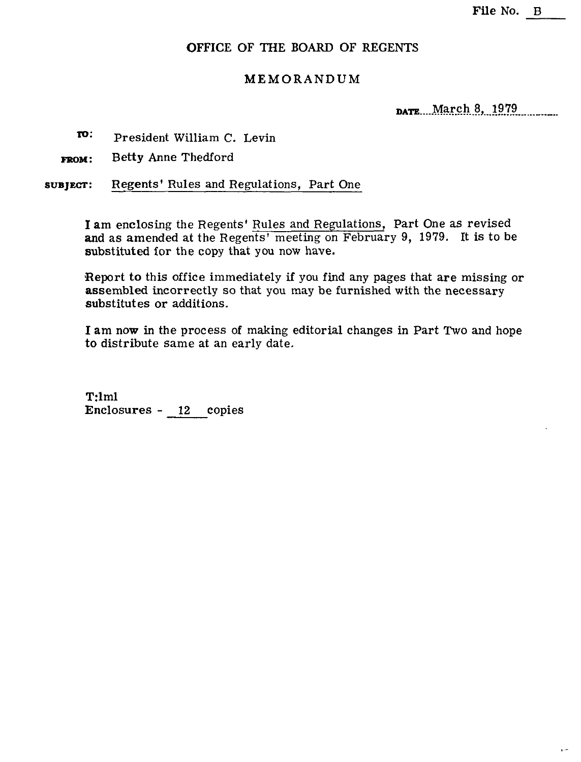File No. B

# OFFICE OF THE BOARD OF REGENTS

## MEMORANDUM

DATE March 8, 1979

TO: President William C. Levin

FROM: Betty Anne Thedford

SUBJECT: Regents' Rules and Regulations, Part One

I am enclosing the Regents' Rules and Regulations, Part One as revised and as amended at the Regents' meeting on February 9, 1979. It is to be substituted for the copy that you now have.

Report to this office immediately if you find any pages that are missing or assembled incorrectly so that you may be furnished with the necessary substitutes or additions.

I am now in the process of making editorial changes in Part Two and hope to distribute same at an early date.

T:lml
Enclosures - 12 copies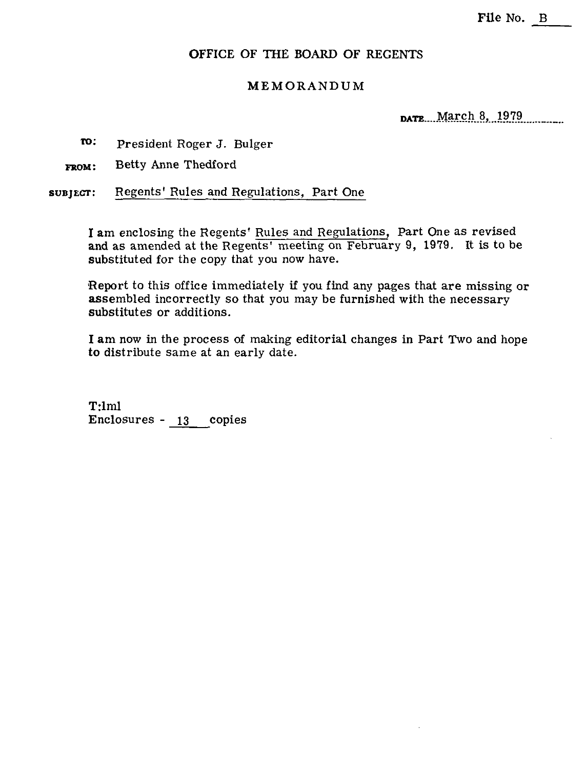File No. B

# OFFICE OF THE BOARD OF REGENTS

## MEMORANDUM

DATE March 8, 1979

**TO:** President Roger J. Bulger

**FROM:** Betty Anne Thedford

**SUBJECT:** Regents' Rules and Regulations, Part One

I am enclosing the Regents' Rules and Regulations, Part One as revised and as amended at the Regents' meeting on February 9, 1979. It is to be substituted for the copy that you now have.

Report to this office immediately if you find any pages that are missing or assembled incorrectly so that you may be furnished with the necessary substitutes or additions.

I am now in the process of making editorial changes in Part Two and hope to distribute same at an early date.

T:lml
Enclosures - 13 copies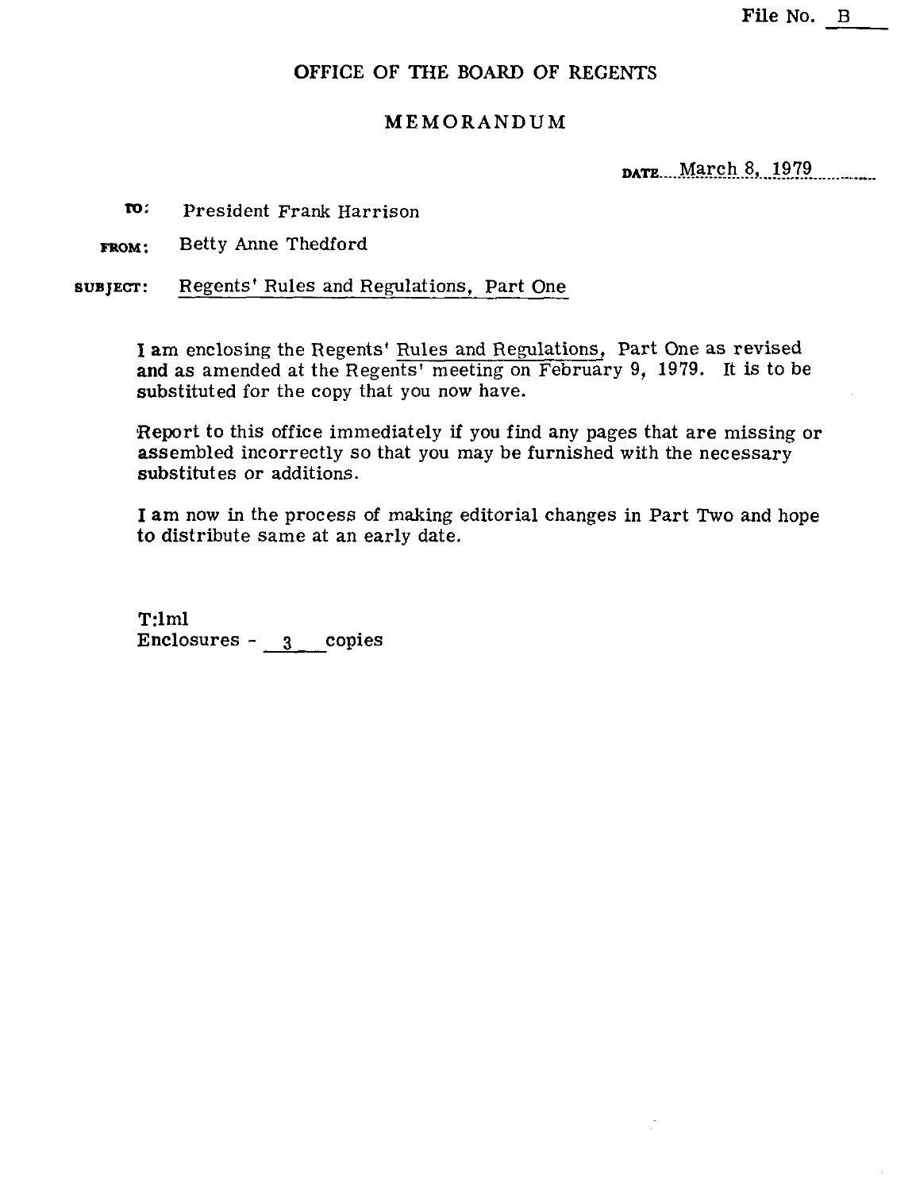File No. B

## OFFICE OF THE BOARD OF REGENTS

## MEMORANDUM

DATE March 8, 1979

**TO:** President Frank Harrison

**FROM:** Betty Anne Thedford

**SUBJECT:** Regents' Rules and Regulations, Part One

I am enclosing the Regents' Rules and Regulations, Part One as revised and as amended at the Regents' meeting on February 9, 1979. It is to be substituted for the copy that you now have.

Report to this office immediately if you find any pages that are missing or assembled incorrectly so that you may be furnished with the necessary substitutes or additions.

I am now in the process of making editorial changes in Part Two and hope to distribute same at an early date.

T:lml
Enclosures - 3 copies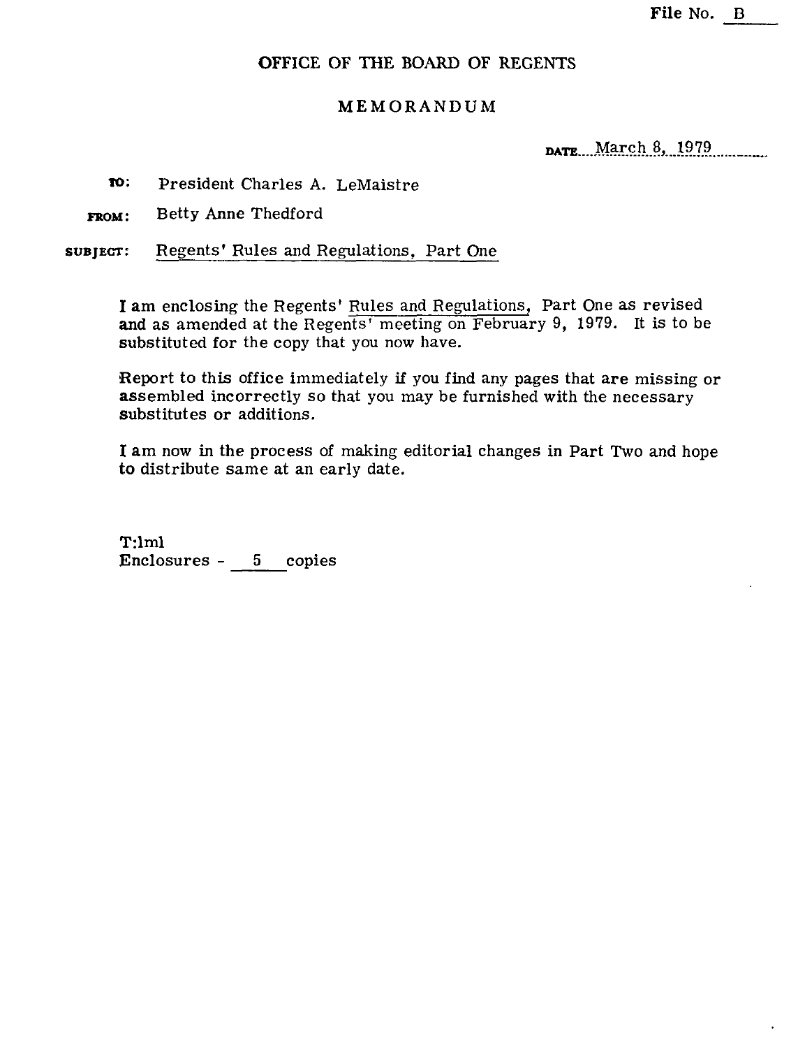File No. B

## OFFICE OF THE BOARD OF REGENTS

### MEMORANDUM

DATE March 8, 1979

**TO:** President Charles A. LeMaistre

**FROM:** Betty Anne Thedford

**SUBJECT:** Regents' Rules and Regulations, Part One

I am enclosing the Regents' Rules and Regulations, Part One as revised and as amended at the Regents' meeting on February 9, 1979. It is to be substituted for the copy that you now have.

Report to this office immediately if you find any pages that are missing or assembled incorrectly so that you may be furnished with the necessary substitutes or additions.

I am now in the process of making editorial changes in Part Two and hope to distribute same at an early date.

T:lml
Enclosures - 5 copies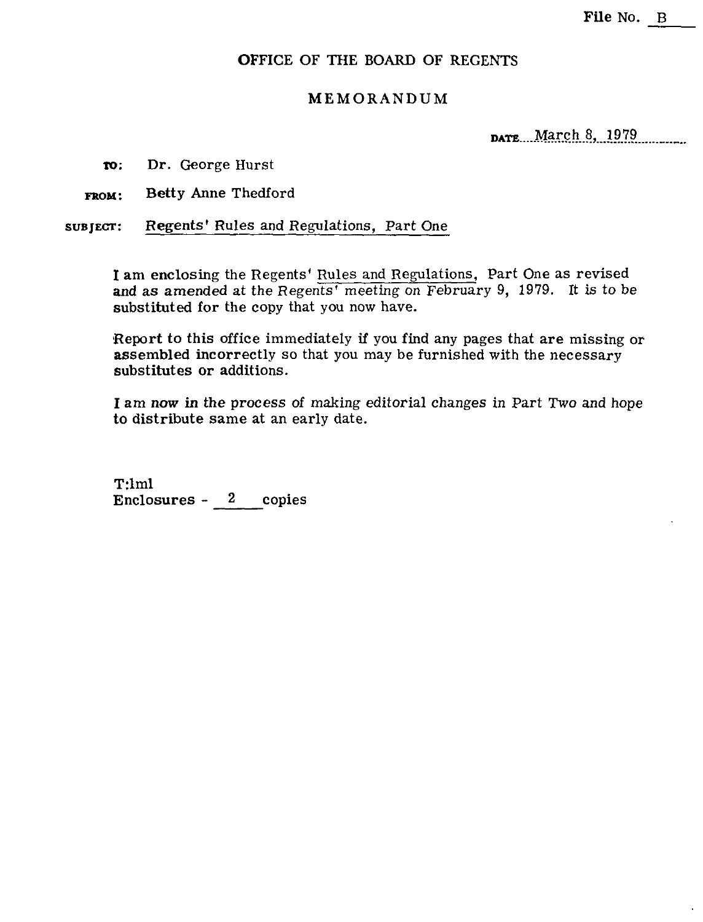File No. B

# OFFICE OF THE BOARD OF REGENTS

## MEMORANDUM

DATE March 8, 1979

**TO:** Dr. George Hurst

**FROM:** Betty Anne Thedford

**SUBJECT:** Regents' Rules and Regulations, Part One

I am enclosing the Regents' Rules and Regulations, Part One as revised and as amended at the Regents' meeting on February 9, 1979. It is to be substituted for the copy that you now have.

Report to this office immediately if you find any pages that are missing or assembled incorrectly so that you may be furnished with the necessary substitutes or additions.

I am now in the process of making editorial changes in Part Two and hope to distribute same at an early date.

T:lml
Enclosures - 2 copies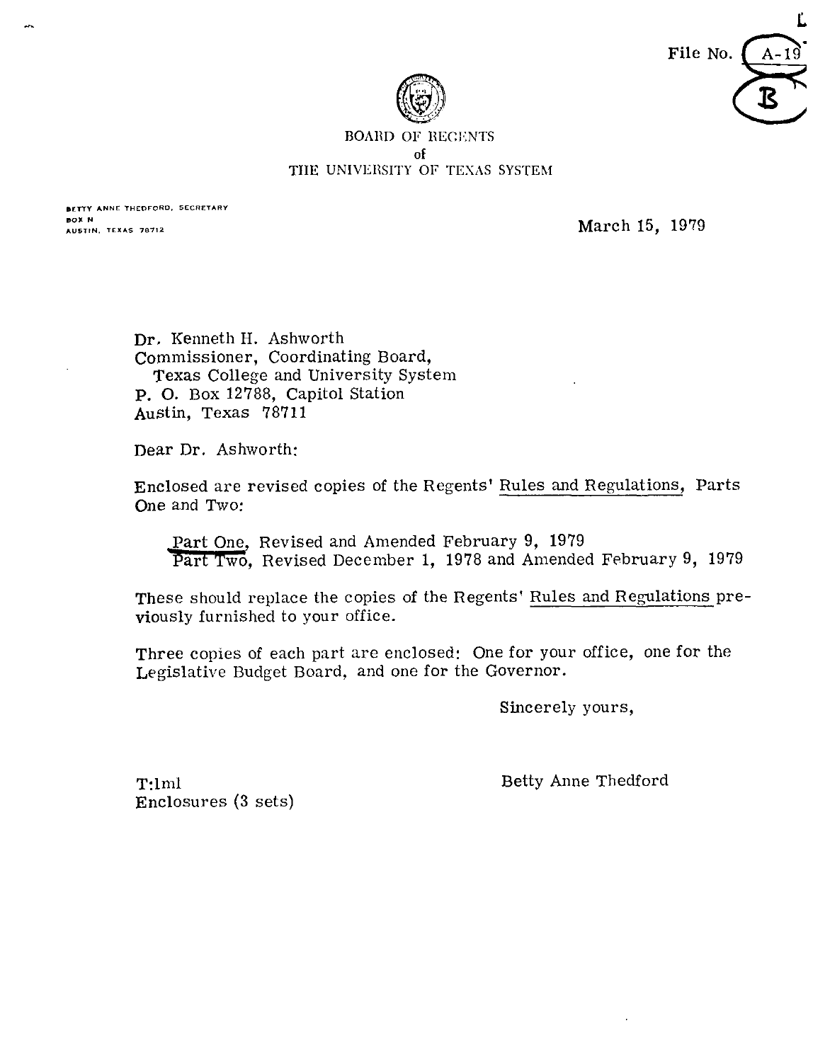File No. A-19

B

BOARD OF REGENTS
of
THE UNIVERSITY OF TEXAS SYSTEM

BETTY ANNE THEDFORD, SECRETARY
BOX N
AUSTIN, TEXAS 78712

March 15, 1979

Dr. Kenneth H. Ashworth
Commissioner, Coordinating Board,
Texas College and University System
P. O. Box 12788, Capitol Station
Austin, Texas 78711

Dear Dr. Ashworth:

Enclosed are revised copies of the Regents' Rules and Regulations, Parts One and Two:

> Part One, Revised and Amended February 9, 1979
> Part Two, Revised December 1, 1978 and Amended February 9, 1979

These should replace the copies of the Regents' Rules and Regulations previously furnished to your office.

Three copies of each part are enclosed: One for your office, one for the Legislative Budget Board, and one for the Governor.

Sincerely yours,

Betty Anne Thedford

T:lml
Enclosures (3 sets)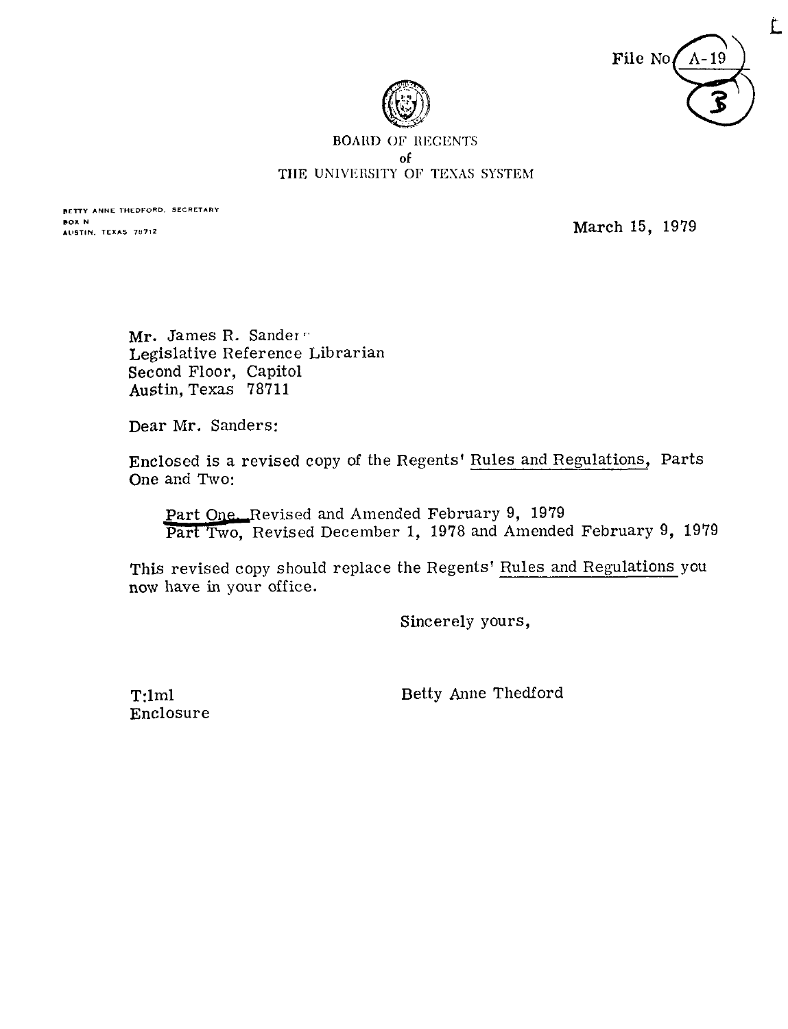File No. A-19

3

BOARD OF REGENTS
of
THE UNIVERSITY OF TEXAS SYSTEM

BETTY ANNE THEDFORD, SECRETARY
BOX N
AUSTIN, TEXAS 78712

March 15, 1979

Mr. James R. Sanders
Legislative Reference Librarian
Second Floor, Capitol
Austin, Texas 78711

Dear Mr. Sanders:

Enclosed is a revised copy of the Regents' Rules and Regulations, Parts One and Two:

Part One, Revised and Amended February 9, 1979
Part Two, Revised December 1, 1978 and Amended February 9, 1979

This revised copy should replace the Regents' Rules and Regulations you now have in your office.

Sincerely yours,

Betty Anne Thedford

T:lml
Enclosure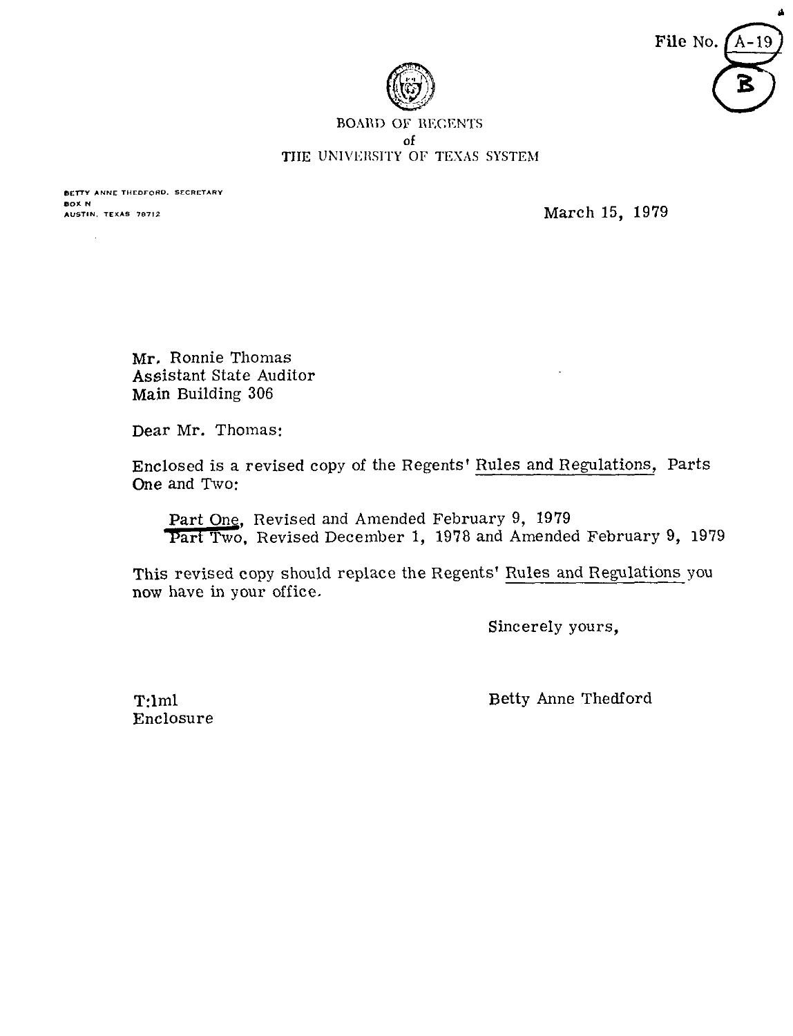File No. A-19

B

BOARD OF REGENTS
of
THE UNIVERSITY OF TEXAS SYSTEM

BETTY ANNE THEDFORD, SECRETARY
BOX N
AUSTIN, TEXAS 78712

March 15, 1979

Mr. Ronnie Thomas
Assistant State Auditor
Main Building 306

Dear Mr. Thomas:

Enclosed is a revised copy of the Regents' Rules and Regulations, Parts One and Two:

> Part One, Revised and Amended February 9, 1979
> Part Two, Revised December 1, 1978 and Amended February 9, 1979

This revised copy should replace the Regents' Rules and Regulations you now have in your office.

Sincerely yours,

Betty Anne Thedford

T:lml
Enclosure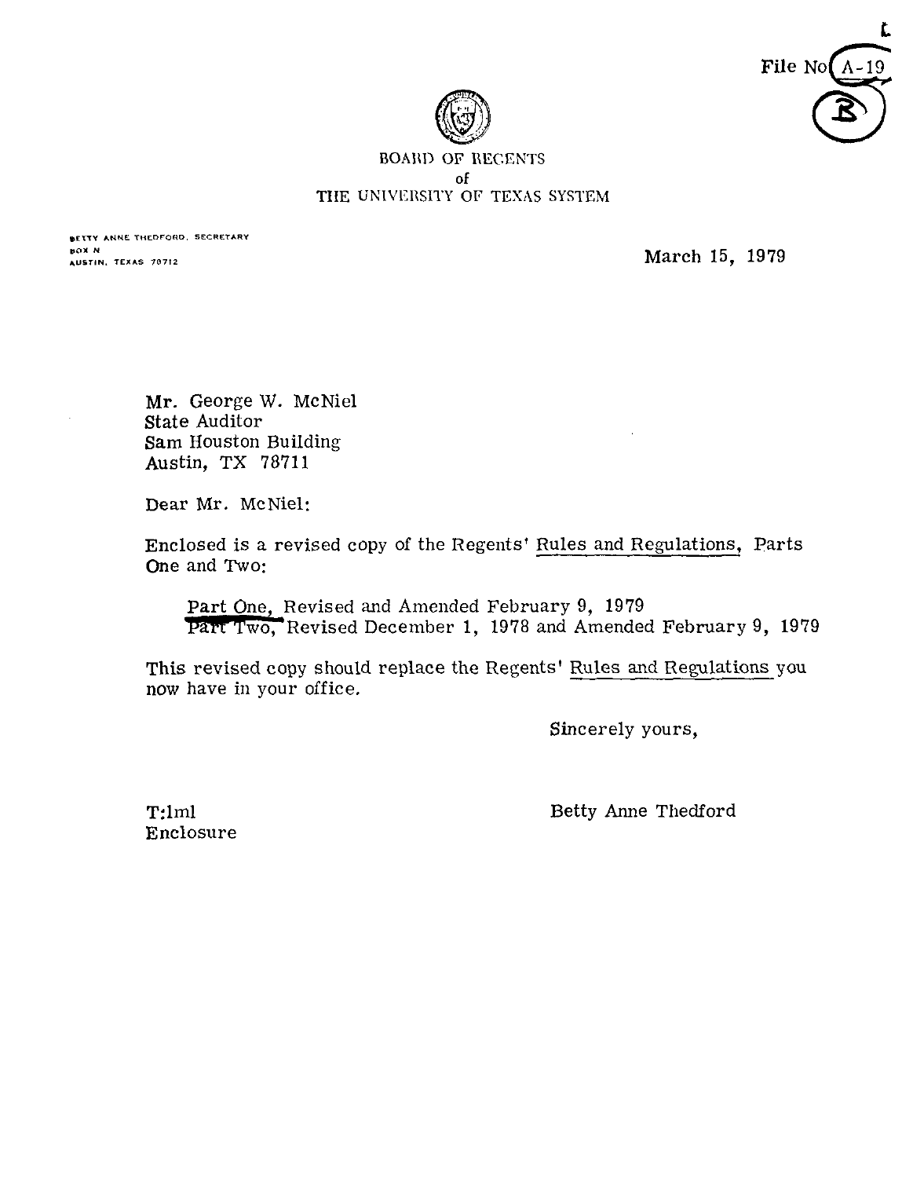File No A-19

B

BOARD OF REGENTS
of
THE UNIVERSITY OF TEXAS SYSTEM

BETTY ANNE THEDFORD, SECRETARY
BOX N
AUSTIN, TEXAS 78712

March 15, 1979

Mr. George W. McNiel
State Auditor
Sam Houston Building
Austin, TX 78711

Dear Mr. McNiel:

Enclosed is a revised copy of the Regents' Rules and Regulations, Parts One and Two:

Part One, Revised and Amended February 9, 1979
Part Two, Revised December 1, 1978 and Amended February 9, 1979

This revised copy should replace the Regents' Rules and Regulations you now have in your office.

Sincerely yours,

Betty Anne Thedford

T:lml
Enclosure